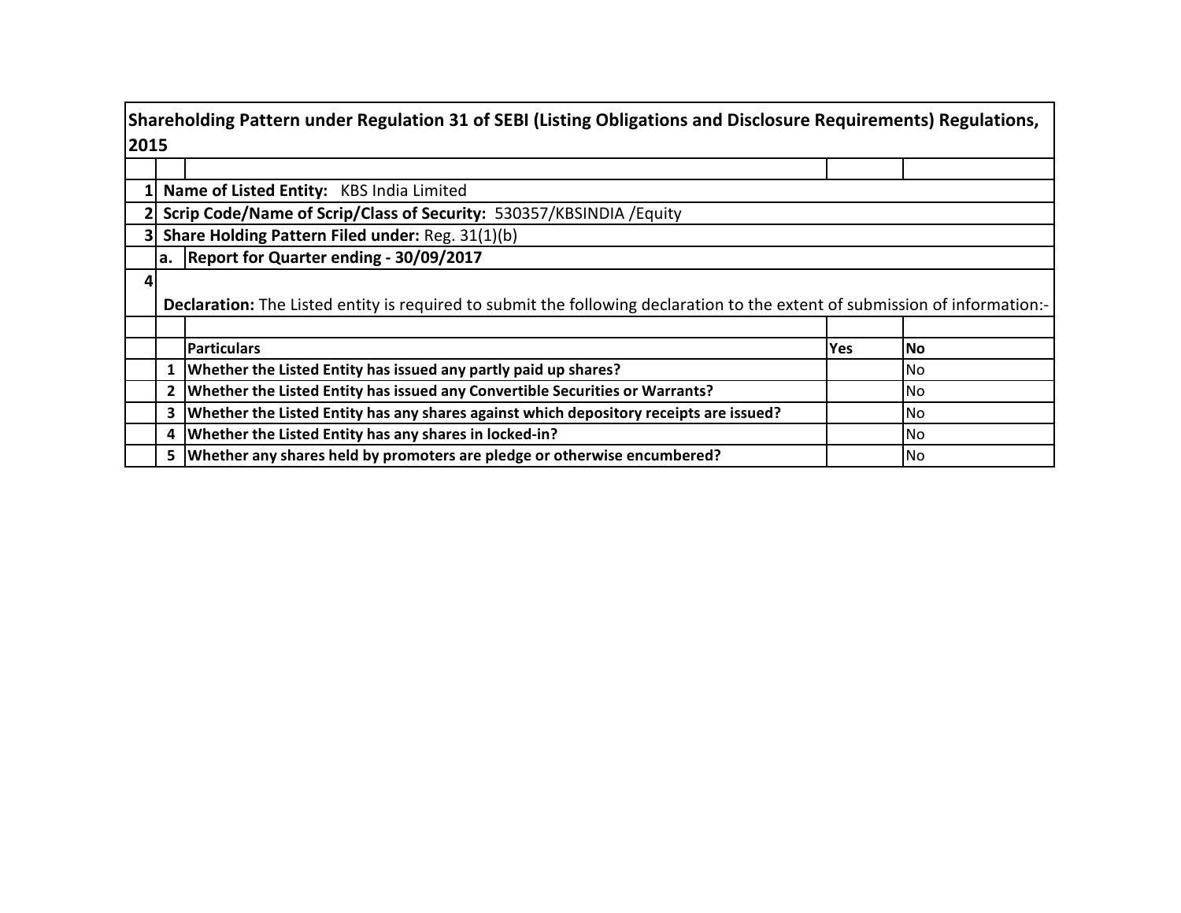# Shareholding Pattern under Regulation 31 of SEBI (Listing Obligations and Disclosure Requirements) Regulations, 2015

| | | | | |
|---|---|---|---|---|
| 1 | **Name of Listed Entity:** KBS India Limited | | | |
| 2 | **Scrip Code/Name of Scrip/Class of Security:** 530357/KBSINDIA /Equity | | | |
| 3 | **Share Holding Pattern Filed under:** Reg. 31(1)(b) | | | |
| | a. | **Report for Quarter ending - 30/09/2017** | | |
| 4 | **Declaration:** The Listed entity is required to submit the following declaration to the extent of submission of information:- | | | |
| | | **Particulars** | **Yes** | **No** |
| | 1 | **Whether the Listed Entity has issued any partly paid up shares?** | | No |
| | 2 | **Whether the Listed Entity has issued any Convertible Securities or Warrants?** | | No |
| | 3 | **Whether the Listed Entity has any shares against which depository receipts are issued?** | | No |
| | 4 | **Whether the Listed Entity has any shares in locked-in?** | | No |
| | 5 | **Whether any shares held by promoters are pledge or otherwise encumbered?** | | No |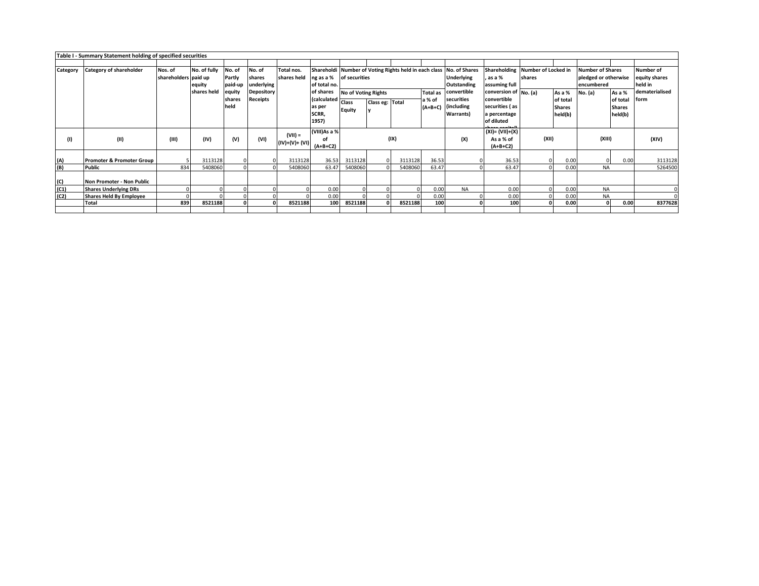**Table I - Summary Statement holding of specified securities**

| Category | Category of shareholder | Nos. of shareholders | No. of fully paid up equity shares held | No. of Partly paid-up equity shares held | No. of shares underlying Depository Receipts | Total nos. shares held | Shareholding as a % of total no. of shares (calculated as per SCRR, 1957) | Number of Voting Rights held in each class of securities | | | | No. of Shares Underlying Outstanding convertible securities (including Warrants) | Shareholding , as a % assuming full conversion of convertible securities ( as a percentage of diluted share capital) | Number of Locked in shares | | Number of Shares pledged or otherwise encumbered | | Number of equity shares held in dematerialised form |
|---|---|---|---|---|---|---|---|---|---|---|---|---|---|---|---|---|---|---|
| | | | | | | | | No of Voting Rights | | | Total as a % of (A+B+C) | | | No. (a) | As a % of total Shares held(b) | No. (a) | As a % of total Shares held(b) | |
| | | | | | | | | Class Equity | Class eg: y | Total | | | | | | | | |
| (I) | (II) | (III) | (IV) | (V) | (VI) | (VII) = (IV)+(V)+ (VI) | (VIII)As a % of (A+B+C2) | (IX) | | | | (X) | (XI)= (VII)+(X) As a % of (A+B+C2) | (XII) | | (XIII) | | (XIV) |
| (A) | **Promoter & Promoter Group** | 5 | 3113128 | 0 | 0 | 3113128 | 36.53 | 3113128 | 0 | 3113128 | 36.53 | 0 | 36.53 | 0 | 0.00 | 0 | 0.00 | 3113128 |
| (B) | **Public** | 834 | 5408060 | 0 | 0 | 5408060 | 63.47 | 5408060 | 0 | 5408060 | 63.47 | 0 | 63.47 | 0 | 0.00 | NA | | 5264500 |
| (C) | **Non Promoter - Non Public** | | | | | | | | | | | | | | | | | |
| (C1) | **Shares Underlying DRs** | 0 | 0 | 0 | 0 | 0 | 0.00 | 0 | 0 | 0 | 0.00 | NA | 0.00 | 0 | 0.00 | NA | | 0 |
| (C2) | **Shares Held By Employee** | 0 | 0 | 0 | 0 | 0 | 0.00 | 0 | 0 | 0 | 0.00 | 0 | 0.00 | 0 | 0.00 | NA | | 0 |
| | **Total** | **839** | **8521188** | **0** | **0** | **8521188** | **100** | **8521188** | **0** | **8521188** | **100** | **0** | **100** | **0** | **0.00** | **0** | **0.00** | **8377628** |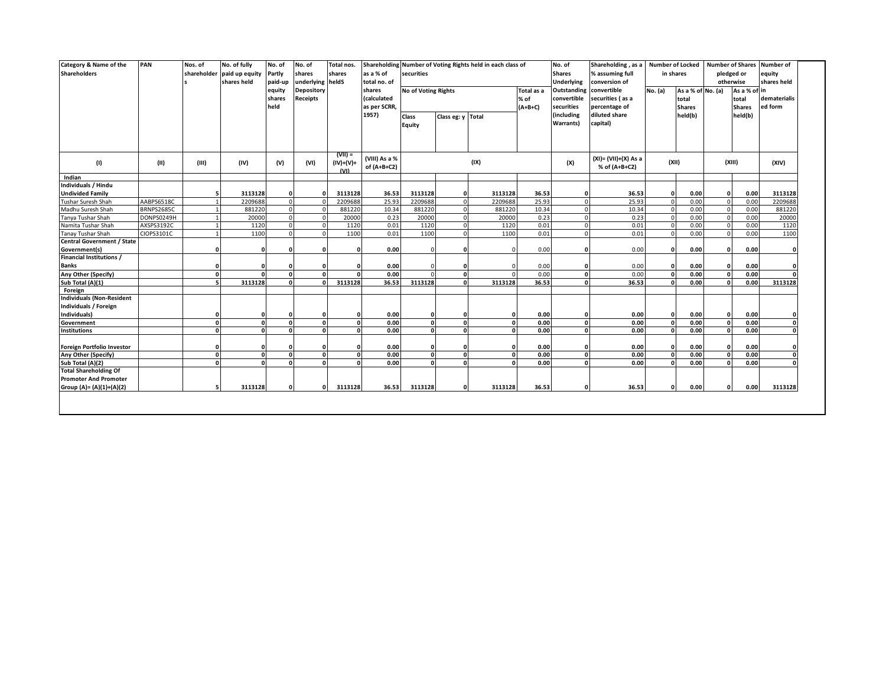| Category & Name of the Shareholders | PAN | Nos. of shareholders | No. of fully paid up equity shares held | No. of Partly paid-up equity shares held | No. of shares underlying Depository Receipts | Total nos. shares heldS | Shareholding as a % of total no. of shares (calculated as per SCRR, 1957) | Number of Voting Rights held in each class of securities | | | | No. of Shares Underlying Outstanding convertible securities (including Warrants) | Shareholding , as a % assuming full conversion of convertible securities ( as a percentage of diluted share capital) | Number of Locked in shares | | Number of Shares pledged or otherwise | | Number of equity shares held in dematerialised form |
|---|---|---|---|---|---|---|---|---|---|---|---|---|---|---|---|---|---|---|
| | | | | | | | | No of Voting Rights | | | Total as a % of (A+B+C) | | | No. (a) | As a % of total Shares held(b) | No. (a) | As a % of total Shares held(b) | |
| | | | | | | | | Class Equity | Class eg: y | Total | | | | | | | | |
| (I) | (II) | (III) | (IV) | (V) | (VI) | (VII) = (IV)+(V)+ (VI) | (VIII) As a % of (A+B+C2) | (IX) | | | | (X) | (XI)= (VII)+(X) As a % of (A+B+C2) | (XII) | | (XIII) | | (XIV) |
| **Indian** | | | | | | | | | | | | | | | | | | |
| **Individuals / Hindu Undivided Family** | | **5** | **3113128** | **0** | **0** | **3113128** | **36.53** | **3113128** | **0** | **3113128** | **36.53** | **0** | **36.53** | **0** | **0.00** | **0** | **0.00** | **3113128** |
| Tushar Suresh Shah | AABPS6518C | 1 | 2209688 | 0 | 0 | 2209688 | 25.93 | 2209688 | 0 | 2209688 | 25.93 | 0 | 25.93 | 0 | 0.00 | 0 | 0.00 | 2209688 |
| Madhu Suresh Shah | BRNPS2685C | 1 | 881220 | 0 | 0 | 881220 | 10.34 | 881220 | 0 | 881220 | 10.34 | 0 | 10.34 | 0 | 0.00 | 0 | 0.00 | 881220 |
| Tanya Tushar Shah | DONPS0249H | 1 | 20000 | 0 | 0 | 20000 | 0.23 | 20000 | 0 | 20000 | 0.23 | 0 | 0.23 | 0 | 0.00 | 0 | 0.00 | 20000 |
| Namita Tushar Shah | AXSPS3192C | 1 | 1120 | 0 | 0 | 1120 | 0.01 | 1120 | 0 | 1120 | 0.01 | 0 | 0.01 | 0 | 0.00 | 0 | 0.00 | 1120 |
| Tanay Tushar Shah | CIOPS3101C | 1 | 1100 | 0 | 0 | 1100 | 0.01 | 1100 | 0 | 1100 | 0.01 | 0 | 0.01 | 0 | 0.00 | 0 | 0.00 | 1100 |
| **Central Government / State Government(s)** | | **0** | **0** | **0** | **0** | **0** | **0.00** | 0 | **0** | 0 | 0.00 | **0** | 0.00 | **0** | **0.00** | **0** | **0.00** | **0** |
| **Financial Institutions / Banks** | | **0** | **0** | **0** | **0** | **0** | **0.00** | 0 | **0** | 0 | 0.00 | **0** | 0.00 | **0** | **0.00** | **0** | **0.00** | **0** |
| **Any Other (Specify)** | | **0** | **0** | **0** | **0** | **0** | **0.00** | 0 | **0** | 0 | 0.00 | **0** | 0.00 | **0** | **0.00** | **0** | **0.00** | **0** |
| **Sub Total (A)(1)** | | **5** | **3113128** | **0** | **0** | **3113128** | **36.53** | **3113128** | **0** | **3113128** | **36.53** | **0** | **36.53** | **0** | **0.00** | **0** | **0.00** | **3113128** |
| **Foreign** | | | | | | | | | | | | | | | | | | |
| **Individuals (Non-Resident Individuals / Foreign Individuals)** | | **0** | **0** | **0** | **0** | **0** | **0.00** | **0** | **0** | **0** | **0.00** | **0** | **0.00** | **0** | **0.00** | **0** | **0.00** | **0** |
| **Government** | | **0** | **0** | **0** | **0** | **0** | **0.00** | **0** | **0** | **0** | **0.00** | **0** | **0.00** | **0** | **0.00** | **0** | **0.00** | **0** |
| **Institutions** | | **0** | **0** | **0** | **0** | **0** | **0.00** | **0** | **0** | **0** | **0.00** | **0** | **0.00** | **0** | **0.00** | **0** | **0.00** | **0** |
| **Foreign Portfolio Investor** | | **0** | **0** | **0** | **0** | **0** | **0.00** | **0** | **0** | **0** | **0.00** | **0** | **0.00** | **0** | **0.00** | **0** | **0.00** | **0** |
| **Any Other (Specify)** | | **0** | **0** | **0** | **0** | **0** | **0.00** | **0** | **0** | **0** | **0.00** | **0** | **0.00** | **0** | **0.00** | **0** | **0.00** | **0** |
| **Sub Total (A)(2)** | | **0** | **0** | **0** | **0** | **0** | **0.00** | **0** | **0** | **0** | **0.00** | **0** | **0.00** | **0** | **0.00** | **0** | **0.00** | **0** |
| **Total Shareholding Of Promoter And Promoter Group (A)= (A)(1)+(A)(2)** | | **5** | **3113128** | **0** | **0** | **3113128** | **36.53** | **3113128** | **0** | **3113128** | **36.53** | **0** | **36.53** | **0** | **0.00** | **0** | **0.00** | **3113128** |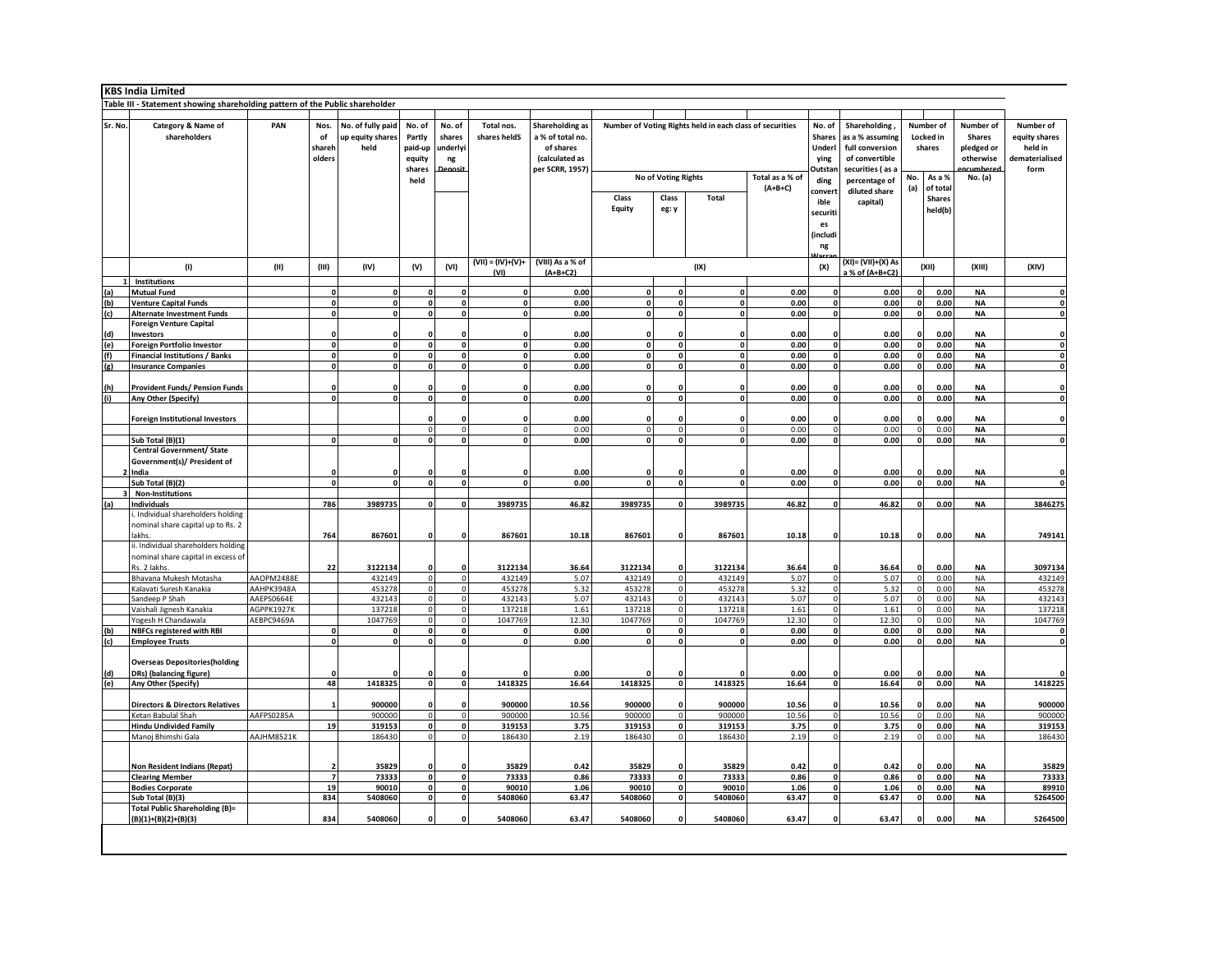**KBS India Limited**

**Table III - Statement showing shareholding pattern of the Public shareholder**

| Sr. No. | Category & Name of shareholders | PAN | Nos. of shareholders | No. of fully paid up equity shares held | No. of Partly paid-up equity shares held | No. of shares underlying Deposit | Total nos. shares heldS | Shareholding as a % of total no. of shares (calculated as per SCRR, 1957) | Number of Voting Rights held in each class of securities | | | | No. of Shares Underlying Outstanding convertible securities (including Warran | Shareholding , as a % assuming full conversion of convertible securities ( as a percentage of diluted share capital) | Number of Locked in shares | | Number of Shares pledged or otherwise encumbered | Number of equity shares held in dematerialised form |
|---|---|---|---|---|---|---|---|---|---|---|---|---|---|---|---|---|---|---|
| | | | | | | | | | No of Voting Rights | | | Total as a % of (A+B+C) | | | No. (a) | As a % of total Shares held(b) | No. (a) | |
| | | | | | | | | | Class Equity | Class eg: y | Total | | | | | | | |
| | (I) | (II) | (III) | (IV) | (V) | (VI) | (VII) = (IV)+(V)+ (VI) | (VIII) As a % of (A+B+C2) | (IX) | | | | (X) | (XI)= (VII)+(X) As a % of (A+B+C2) | (XII) | | (XIII) | (XIV) |
| **1** | **Institutions** | | | | | | | | | | | | | | | | | |
| **(a)** | **Mutual Fund** | | **0** | **0** | **0** | **0** | **0** | **0.00** | **0** | **0** | **0** | **0.00** | **0** | **0.00** | **0** | **0.00** | **NA** | **0** |
| **(b)** | **Venture Capital Funds** | | **0** | **0** | **0** | **0** | **0** | **0.00** | **0** | **0** | **0** | **0.00** | **0** | **0.00** | **0** | **0.00** | **NA** | **0** |
| **(c)** | **Alternate Investment Funds** | | **0** | **0** | **0** | **0** | **0** | **0.00** | **0** | **0** | **0** | **0.00** | **0** | **0.00** | **0** | **0.00** | **NA** | **0** |
| **(d)** | **Foreign Venture Capital Investors** | | **0** | **0** | **0** | **0** | **0** | **0.00** | **0** | **0** | **0** | **0.00** | **0** | **0.00** | **0** | **0.00** | **NA** | **0** |
| **(e)** | **Foreign Portfolio Investor** | | **0** | **0** | **0** | **0** | **0** | **0.00** | **0** | **0** | **0** | **0.00** | **0** | **0.00** | **0** | **0.00** | **NA** | **0** |
| **(f)** | **Financial Institutions / Banks** | | **0** | **0** | **0** | **0** | **0** | **0.00** | **0** | **0** | **0** | **0.00** | **0** | **0.00** | **0** | **0.00** | **NA** | **0** |
| **(g)** | **Insurance Companies** | | **0** | **0** | **0** | **0** | **0** | **0.00** | **0** | **0** | **0** | **0.00** | **0** | **0.00** | **0** | **0.00** | **NA** | **0** |
| **(h)** | **Provident Funds/ Pension Funds** | | **0** | **0** | **0** | **0** | **0** | **0.00** | **0** | **0** | **0** | **0.00** | **0** | **0.00** | **0** | **0.00** | **NA** | **0** |
| **(i)** | **Any Other (Specify)** | | **0** | **0** | **0** | **0** | **0** | **0.00** | **0** | **0** | **0** | **0.00** | **0** | **0.00** | **0** | **0.00** | **NA** | **0** |
| | **Foreign Institutional Investors** | | | | **0** | **0** | **0** | **0.00** | **0** | **0** | **0** | **0.00** | **0** | **0.00** | **0** | **0.00** | **NA** | **0** |
| | | | | | 0 | 0 | 0 | 0.00 | 0 | 0 | 0 | 0.00 | 0 | 0.00 | 0 | 0.00 | NA | |
| | **Sub Total (B)(1)** | | **0** | **0** | **0** | **0** | **0** | **0.00** | **0** | **0** | **0** | **0.00** | **0** | **0.00** | **0** | **0.00** | **NA** | **0** |
| **2** | **Central Government/ State Government(s)/ President of India** | | **0** | **0** | **0** | **0** | **0** | **0.00** | **0** | **0** | **0** | **0.00** | **0** | **0.00** | **0** | **0.00** | **NA** | **0** |
| | **Sub Total (B)(2)** | | **0** | **0** | **0** | **0** | **0** | **0.00** | **0** | **0** | **0** | **0.00** | **0** | **0.00** | **0** | **0.00** | **NA** | **0** |
| **3** | **Non-Institutions** | | | | | | | | | | | | | | | | | |
| **(a)** | **Individuals** | | **786** | **3989735** | **0** | **0** | **3989735** | **46.82** | **3989735** | **0** | **3989735** | **46.82** | **0** | **46.82** | **0** | **0.00** | **NA** | **3846275** |
| | i. Individual shareholders holding nominal share capital up to Rs. 2 lakhs. | | **764** | **867601** | **0** | **0** | **867601** | **10.18** | **867601** | **0** | **867601** | **10.18** | **0** | **10.18** | **0** | **0.00** | **NA** | **749141** |
| | ii. Individual shareholders holding nominal share capital in excess of Rs. 2 lakhs. | | **22** | **3122134** | **0** | **0** | **3122134** | **36.64** | **3122134** | **0** | **3122134** | **36.64** | **0** | **36.64** | **0** | **0.00** | **NA** | **3097134** |
| | Bhavana Mukesh Motasha | AAOPM2488E | | 432149 | 0 | 0 | 432149 | 5.07 | 432149 | 0 | 432149 | 5.07 | 0 | 5.07 | 0 | 0.00 | NA | 432149 |
| | Kalavati Suresh Kanakia | AAHPK3948A | | 453278 | 0 | 0 | 453278 | 5.32 | 453278 | 0 | 453278 | 5.32 | 0 | 5.32 | 0 | 0.00 | NA | 453278 |
| | Sandeep P Shah | AAEPS0664E | | 432143 | 0 | 0 | 432143 | 5.07 | 432143 | 0 | 432143 | 5.07 | 0 | 5.07 | 0 | 0.00 | NA | 432143 |
| | Vaishali Jignesh Kanakia | AGPPK1927K | | 137218 | 0 | 0 | 137218 | 1.61 | 137218 | 0 | 137218 | 1.61 | 0 | 1.61 | 0 | 0.00 | NA | 137218 |
| | Yogesh H Chandawala | AEBPC9469A | | 1047769 | 0 | 0 | 1047769 | 12.30 | 1047769 | 0 | 1047769 | 12.30 | 0 | 12.30 | 0 | 0.00 | NA | 1047769 |
| **(b)** | **NBFCs registered with RBI** | | **0** | **0** | **0** | **0** | **0** | **0.00** | **0** | **0** | **0** | **0.00** | **0** | **0.00** | **0** | **0.00** | **NA** | **0** |
| **(c)** | **Employee Trusts** | | **0** | **0** | **0** | **0** | **0** | **0.00** | **0** | **0** | **0** | **0.00** | **0** | **0.00** | **0** | **0.00** | **NA** | **0** |
| **(d)** | **Overseas Depositories(holding DRs) (balancing figure)** | | **0** | **0** | **0** | **0** | **0** | **0.00** | **0** | **0** | **0** | **0.00** | **0** | **0.00** | **0** | **0.00** | **NA** | **0** |
| **(e)** | **Any Other (Specify)** | | **48** | **1418325** | **0** | **0** | **1418325** | **16.64** | **1418325** | **0** | **1418325** | **16.64** | **0** | **16.64** | **0** | **0.00** | **NA** | **1418225** |
| | **Directors & Directors Relatives** | | **1** | **900000** | **0** | **0** | **900000** | **10.56** | **900000** | **0** | **900000** | **10.56** | **0** | **10.56** | **0** | **0.00** | **NA** | **900000** |
| | Ketan Babulal Shah | AAFPS0285A | | 900000 | 0 | 0 | 900000 | 10.56 | 900000 | 0 | 900000 | 10.56 | 0 | 10.56 | 0 | 0.00 | NA | 900000 |
| | **Hindu Undivided Family** | | **19** | **319153** | **0** | **0** | **319153** | **3.75** | **319153** | **0** | **319153** | **3.75** | **0** | **3.75** | **0** | **0.00** | **NA** | **319153** |
| | Manoj Bhimshi Gala | AAJHM8521K | | 186430 | 0 | 0 | 186430 | 2.19 | 186430 | 0 | 186430 | 2.19 | 0 | 2.19 | 0 | 0.00 | NA | 186430 |
| | **Non Resident Indians (Repat)** | | **2** | **35829** | **0** | **0** | **35829** | **0.42** | **35829** | **0** | **35829** | **0.42** | **0** | **0.42** | **0** | **0.00** | **NA** | **35829** |
| | **Clearing Member** | | **7** | **73333** | **0** | **0** | **73333** | **0.86** | **73333** | **0** | **73333** | **0.86** | **0** | **0.86** | **0** | **0.00** | **NA** | **73333** |
| | **Bodies Corporate** | | **19** | **90010** | **0** | **0** | **90010** | **1.06** | **90010** | **0** | **90010** | **1.06** | **0** | **1.06** | **0** | **0.00** | **NA** | **89910** |
| | **Sub Total (B)(3)** | | **834** | **5408060** | **0** | **0** | **5408060** | **63.47** | **5408060** | **0** | **5408060** | **63.47** | **0** | **63.47** | **0** | **0.00** | **NA** | **5264500** |
| | **Total Public Shareholding (B)= (B)(1)+(B)(2)+(B)(3)** | | **834** | **5408060** | **0** | **0** | **5408060** | **63.47** | **5408060** | **0** | **5408060** | **63.47** | **0** | **63.47** | **0** | **0.00** | **NA** | **5264500** |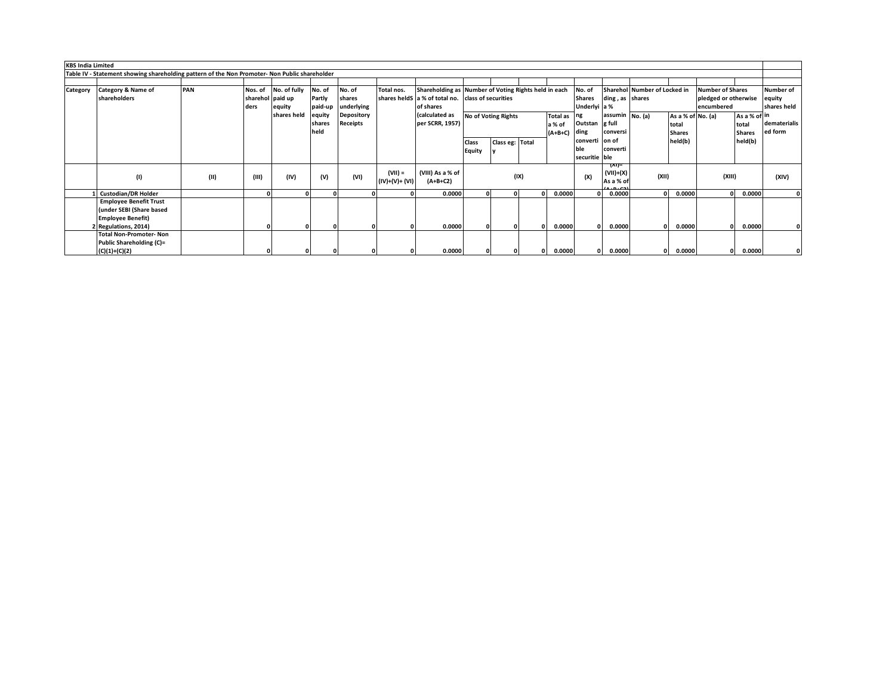**KBS India Limited**

**Table IV - Statement showing shareholding pattern of the Non Promoter- Non Public shareholder**

| Category | Category & Name of shareholders | PAN | Nos. of shareholders | No. of fully paid up equity shares held | No. of Partly paid-up equity shares held | No. of shares underlying Depository Receipts | Total nos. shares heldS | Shareholding as a % of total no. of shares (calculated as per SCRR, 1957) | Number of Voting Rights held in each class of securities | | | | No. of Shares Underlying Outstanding convertible securities | Shareholding, as a % assuming full conversion of convertible | Number of Locked in shares | | Number of Shares pledged or otherwise encumbered | | Number of equity shares held in dematerialised form |
|---|---|---|---|---|---|---|---|---|---|---|---|---|---|---|---|---|---|---|---|
| | | | | | | | | | No of Voting Rights | | | Total as a % of (A+B+C) | | | No. (a) | As a % of total Shares held(b) | No. (a) | As a % of total Shares held(b) | |
| | | | | | | | | | Class Equity | Class eg: y | Total | | | | | | | | |
| | (I) | (II) | (III) | (IV) | (V) | (VI) | (VII) = (IV)+(V)+ (VI) | (VIII) As a % of (A+B+C2) | (IX) | | | | (X) | (XI)= (VII)+(X) As a % of (A+B+C2) | (XII) | | (XIII) | | (XIV) |
| 1 | Custodian/DR Holder | | 0 | 0 | 0 | 0 | 0 | 0.0000 | 0 | 0 | 0 | 0.0000 | 0 | 0.0000 | 0 | 0.0000 | 0 | 0.0000 | 0 |
| 2 | Employee Benefit Trust (under SEBI (Share based Employee Benefit) Regulations, 2014) | | 0 | 0 | 0 | 0 | 0 | 0.0000 | 0 | 0 | 0 | 0.0000 | 0 | 0.0000 | 0 | 0.0000 | 0 | 0.0000 | 0 |
| | Total Non-Promoter- Non Public Shareholding (C)= (C)(1)+(C)(2) | | 0 | 0 | 0 | 0 | 0 | 0.0000 | 0 | 0 | 0 | 0.0000 | 0 | 0.0000 | 0 | 0.0000 | 0 | 0.0000 | 0 |